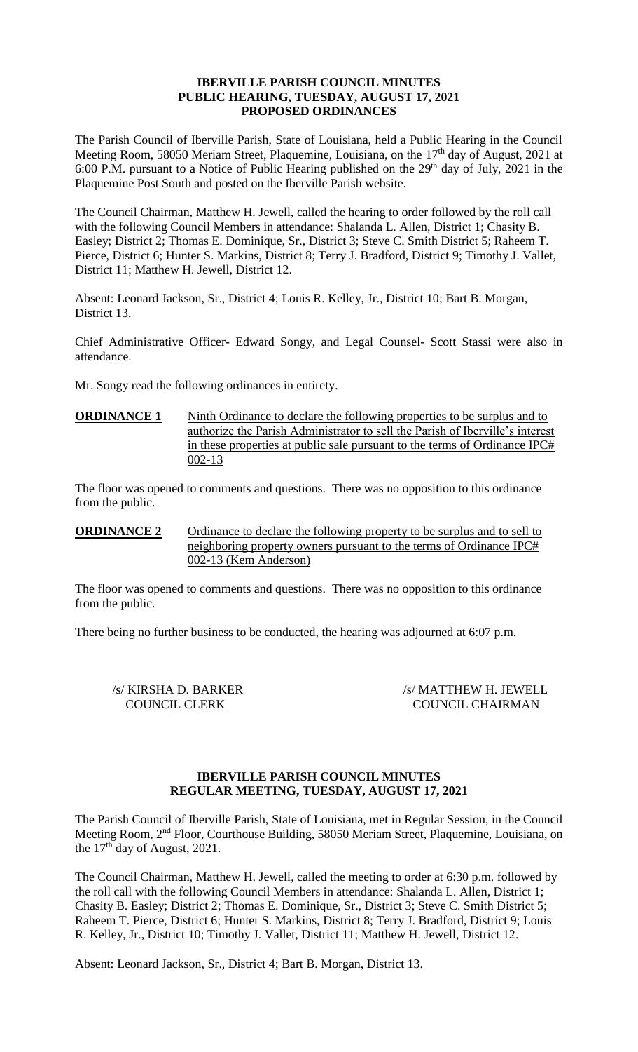# IBERVILLE PARISH COUNCIL MINUTES
## PUBLIC HEARING, TUESDAY, AUGUST 17, 2021
## PROPOSED ORDINANCES

The Parish Council of Iberville Parish, State of Louisiana, held a Public Hearing in the Council Meeting Room, 58050 Meriam Street, Plaquemine, Louisiana, on the 17th day of August, 2021 at 6:00 P.M. pursuant to a Notice of Public Hearing published on the 29th day of July, 2021 in the Plaquemine Post South and posted on the Iberville Parish website.

The Council Chairman, Matthew H. Jewell, called the hearing to order followed by the roll call with the following Council Members in attendance: Shalanda L. Allen, District 1; Chasity B. Easley; District 2; Thomas E. Dominique, Sr., District 3; Steve C. Smith District 5; Raheem T. Pierce, District 6; Hunter S. Markins, District 8; Terry J. Bradford, District 9; Timothy J. Vallet, District 11; Matthew H. Jewell, District 12.

Absent: Leonard Jackson, Sr., District 4; Louis R. Kelley, Jr., District 10; Bart B. Morgan, District 13.

Chief Administrative Officer- Edward Songy, and Legal Counsel- Scott Stassi were also in attendance.

Mr. Songy read the following ordinances in entirety.

**ORDINANCE 1** Ninth Ordinance to declare the following properties to be surplus and to authorize the Parish Administrator to sell the Parish of Iberville's interest in these properties at public sale pursuant to the terms of Ordinance IPC# 002-13

The floor was opened to comments and questions. There was no opposition to this ordinance from the public.

**ORDINANCE 2** Ordinance to declare the following property to be surplus and to sell to neighboring property owners pursuant to the terms of Ordinance IPC# 002-13 (Kem Anderson)

The floor was opened to comments and questions. There was no opposition to this ordinance from the public.

There being no further business to be conducted, the hearing was adjourned at 6:07 p.m.

/s/ KIRSHA D. BARKER
COUNCIL CLERK

/s/ MATTHEW H. JEWELL
COUNCIL CHAIRMAN

# IBERVILLE PARISH COUNCIL MINUTES
## REGULAR MEETING, TUESDAY, AUGUST 17, 2021

The Parish Council of Iberville Parish, State of Louisiana, met in Regular Session, in the Council Meeting Room, 2nd Floor, Courthouse Building, 58050 Meriam Street, Plaquemine, Louisiana, on the 17th day of August, 2021.

The Council Chairman, Matthew H. Jewell, called the meeting to order at 6:30 p.m. followed by the roll call with the following Council Members in attendance: Shalanda L. Allen, District 1; Chasity B. Easley; District 2; Thomas E. Dominique, Sr., District 3; Steve C. Smith District 5; Raheem T. Pierce, District 6; Hunter S. Markins, District 8; Terry J. Bradford, District 9; Louis R. Kelley, Jr., District 10; Timothy J. Vallet, District 11; Matthew H. Jewell, District 12.

Absent: Leonard Jackson, Sr., District 4; Bart B. Morgan, District 13.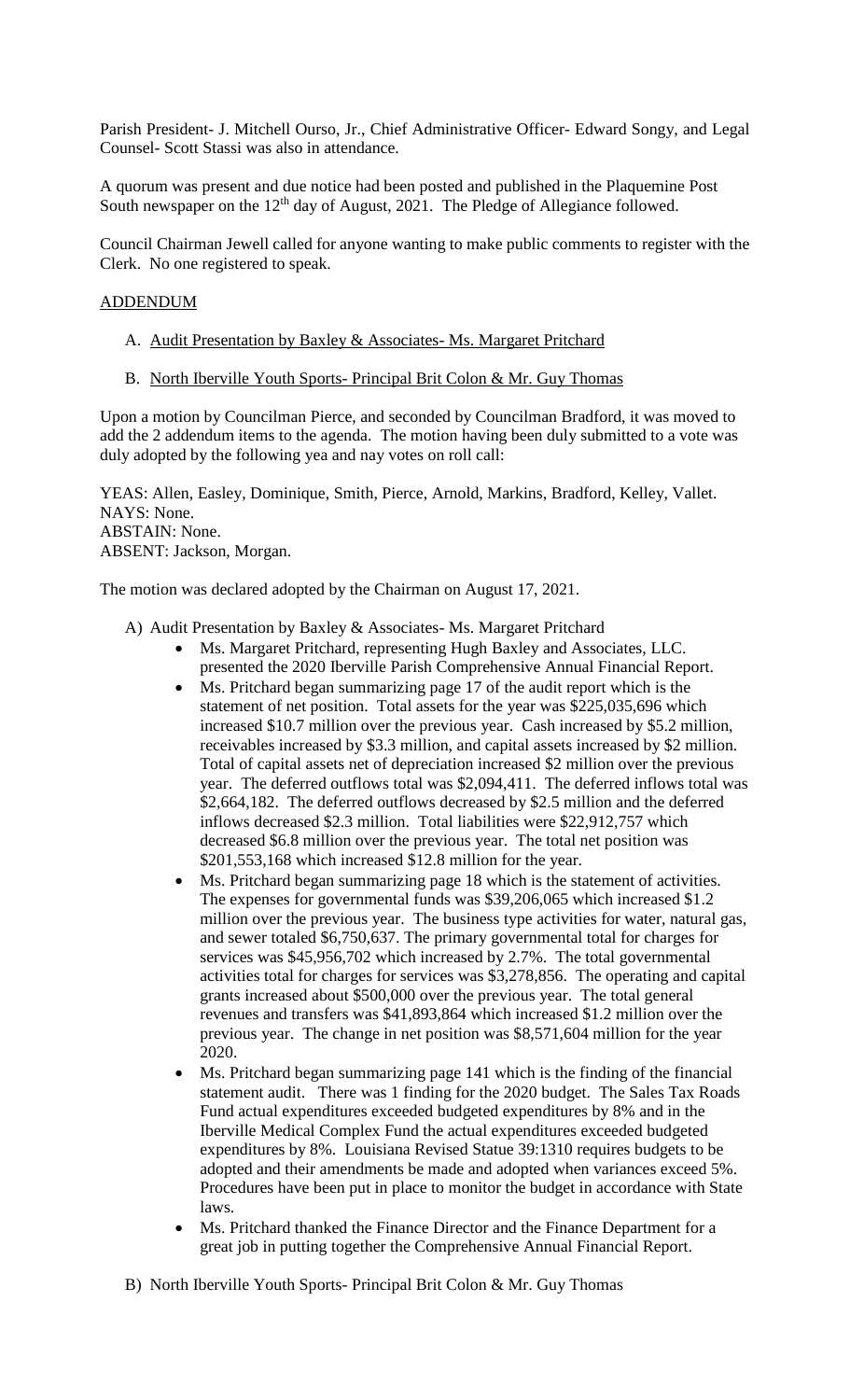Parish President- J. Mitchell Ourso, Jr., Chief Administrative Officer- Edward Songy, and Legal Counsel- Scott Stassi was also in attendance.

A quorum was present and due notice had been posted and published in the Plaquemine Post South newspaper on the 12th day of August, 2021. The Pledge of Allegiance followed.

Council Chairman Jewell called for anyone wanting to make public comments to register with the Clerk. No one registered to speak.

ADDENDUM

A. Audit Presentation by Baxley & Associates- Ms. Margaret Pritchard

B. North Iberville Youth Sports- Principal Brit Colon & Mr. Guy Thomas

Upon a motion by Councilman Pierce, and seconded by Councilman Bradford, it was moved to add the 2 addendum items to the agenda. The motion having been duly submitted to a vote was duly adopted by the following yea and nay votes on roll call:

YEAS: Allen, Easley, Dominique, Smith, Pierce, Arnold, Markins, Bradford, Kelley, Vallet.
NAYS: None.
ABSTAIN: None.
ABSENT: Jackson, Morgan.

The motion was declared adopted by the Chairman on August 17, 2021.

A) Audit Presentation by Baxley & Associates- Ms. Margaret Pritchard

- Ms. Margaret Pritchard, representing Hugh Baxley and Associates, LLC. presented the 2020 Iberville Parish Comprehensive Annual Financial Report.
- Ms. Pritchard began summarizing page 17 of the audit report which is the statement of net position. Total assets for the year was $225,035,696 which increased $10.7 million over the previous year. Cash increased by $5.2 million, receivables increased by $3.3 million, and capital assets increased by $2 million. Total of capital assets net of depreciation increased $2 million over the previous year. The deferred outflows total was $2,094,411. The deferred inflows total was $2,664,182. The deferred outflows decreased by $2.5 million and the deferred inflows decreased $2.3 million. Total liabilities were $22,912,757 which decreased $6.8 million over the previous year. The total net position was $201,553,168 which increased $12.8 million for the year.
- Ms. Pritchard began summarizing page 18 which is the statement of activities. The expenses for governmental funds was $39,206,065 which increased $1.2 million over the previous year. The business type activities for water, natural gas, and sewer totaled $6,750,637. The primary governmental total for charges for services was $45,956,702 which increased by 2.7%. The total governmental activities total for charges for services was $3,278,856. The operating and capital grants increased about $500,000 over the previous year. The total general revenues and transfers was $41,893,864 which increased $1.2 million over the previous year. The change in net position was $8,571,604 million for the year 2020.
- Ms. Pritchard began summarizing page 141 which is the finding of the financial statement audit. There was 1 finding for the 2020 budget. The Sales Tax Roads Fund actual expenditures exceeded budgeted expenditures by 8% and in the Iberville Medical Complex Fund the actual expenditures exceeded budgeted expenditures by 8%. Louisiana Revised Statue 39:1310 requires budgets to be adopted and their amendments be made and adopted when variances exceed 5%. Procedures have been put in place to monitor the budget in accordance with State laws.
- Ms. Pritchard thanked the Finance Director and the Finance Department for a great job in putting together the Comprehensive Annual Financial Report.

B) North Iberville Youth Sports- Principal Brit Colon & Mr. Guy Thomas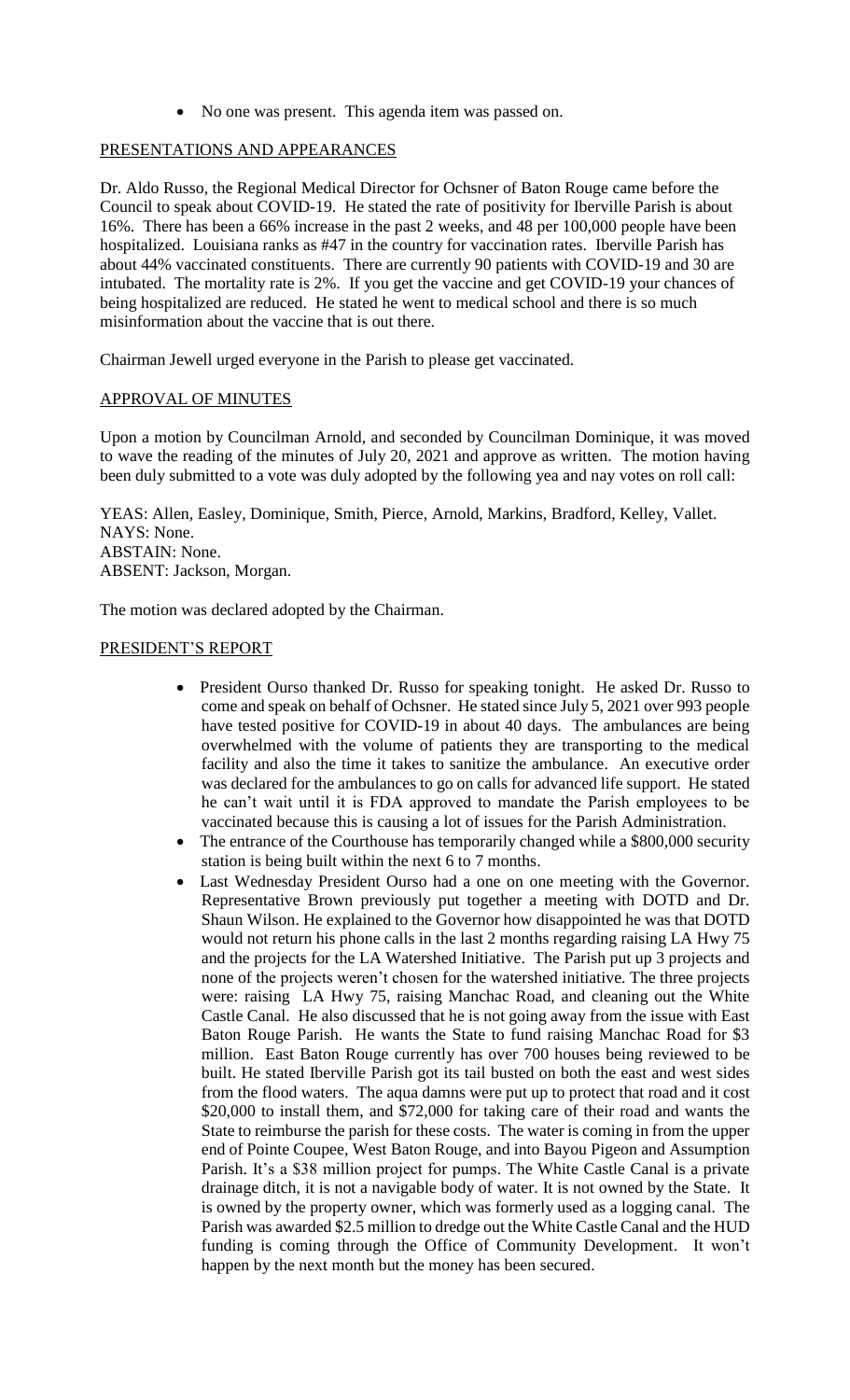- No one was present. This agenda item was passed on.

## PRESENTATIONS AND APPEARANCES

Dr. Aldo Russo, the Regional Medical Director for Ochsner of Baton Rouge came before the Council to speak about COVID-19. He stated the rate of positivity for Iberville Parish is about 16%. There has been a 66% increase in the past 2 weeks, and 48 per 100,000 people have been hospitalized. Louisiana ranks as #47 in the country for vaccination rates. Iberville Parish has about 44% vaccinated constituents. There are currently 90 patients with COVID-19 and 30 are intubated. The mortality rate is 2%. If you get the vaccine and get COVID-19 your chances of being hospitalized are reduced. He stated he went to medical school and there is so much misinformation about the vaccine that is out there.

Chairman Jewell urged everyone in the Parish to please get vaccinated.

## APPROVAL OF MINUTES

Upon a motion by Councilman Arnold, and seconded by Councilman Dominique, it was moved to wave the reading of the minutes of July 20, 2021 and approve as written. The motion having been duly submitted to a vote was duly adopted by the following yea and nay votes on roll call:

YEAS: Allen, Easley, Dominique, Smith, Pierce, Arnold, Markins, Bradford, Kelley, Vallet.
NAYS: None.
ABSTAIN: None.
ABSENT: Jackson, Morgan.

The motion was declared adopted by the Chairman.

## PRESIDENT'S REPORT

- President Ourso thanked Dr. Russo for speaking tonight. He asked Dr. Russo to come and speak on behalf of Ochsner. He stated since July 5, 2021 over 993 people have tested positive for COVID-19 in about 40 days. The ambulances are being overwhelmed with the volume of patients they are transporting to the medical facility and also the time it takes to sanitize the ambulance. An executive order was declared for the ambulances to go on calls for advanced life support. He stated he can't wait until it is FDA approved to mandate the Parish employees to be vaccinated because this is causing a lot of issues for the Parish Administration.
- The entrance of the Courthouse has temporarily changed while a $800,000 security station is being built within the next 6 to 7 months.
- Last Wednesday President Ourso had a one on one meeting with the Governor. Representative Brown previously put together a meeting with DOTD and Dr. Shaun Wilson. He explained to the Governor how disappointed he was that DOTD would not return his phone calls in the last 2 months regarding raising LA Hwy 75 and the projects for the LA Watershed Initiative. The Parish put up 3 projects and none of the projects weren't chosen for the watershed initiative. The three projects were: raising LA Hwy 75, raising Manchac Road, and cleaning out the White Castle Canal. He also discussed that he is not going away from the issue with East Baton Rouge Parish. He wants the State to fund raising Manchac Road for $3 million. East Baton Rouge currently has over 700 houses being reviewed to be built. He stated Iberville Parish got its tail busted on both the east and west sides from the flood waters. The aqua damns were put up to protect that road and it cost $20,000 to install them, and $72,000 for taking care of their road and wants the State to reimburse the parish for these costs. The water is coming in from the upper end of Pointe Coupee, West Baton Rouge, and into Bayou Pigeon and Assumption Parish. It's a $38 million project for pumps. The White Castle Canal is a private drainage ditch, it is not a navigable body of water. It is not owned by the State. It is owned by the property owner, which was formerly used as a logging canal. The Parish was awarded $2.5 million to dredge out the White Castle Canal and the HUD funding is coming through the Office of Community Development. It won't happen by the next month but the money has been secured.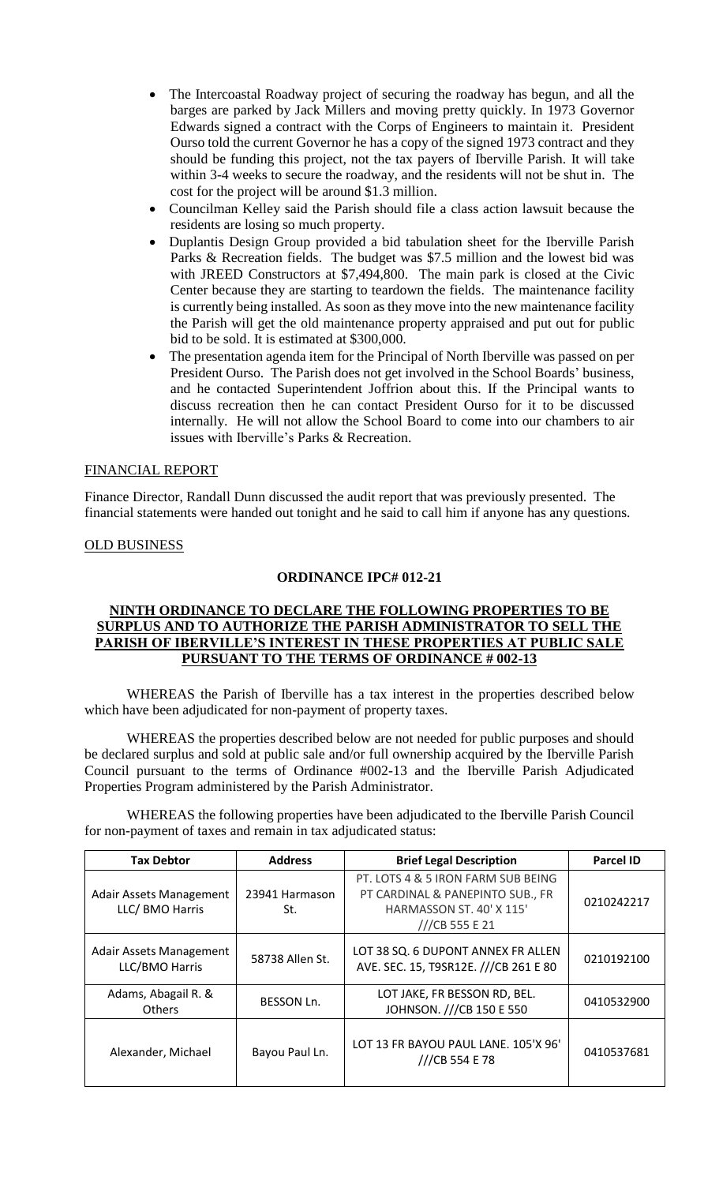- The Intercoastal Roadway project of securing the roadway has begun, and all the barges are parked by Jack Millers and moving pretty quickly. In 1973 Governor Edwards signed a contract with the Corps of Engineers to maintain it. President Ourso told the current Governor he has a copy of the signed 1973 contract and they should be funding this project, not the tax payers of Iberville Parish. It will take within 3-4 weeks to secure the roadway, and the residents will not be shut in. The cost for the project will be around $1.3 million.
- Councilman Kelley said the Parish should file a class action lawsuit because the residents are losing so much property.
- Duplantis Design Group provided a bid tabulation sheet for the Iberville Parish Parks & Recreation fields. The budget was $7.5 million and the lowest bid was with JREED Constructors at $7,494,800. The main park is closed at the Civic Center because they are starting to teardown the fields. The maintenance facility is currently being installed. As soon as they move into the new maintenance facility the Parish will get the old maintenance property appraised and put out for public bid to be sold. It is estimated at $300,000.
- The presentation agenda item for the Principal of North Iberville was passed on per President Ourso. The Parish does not get involved in the School Boards' business, and he contacted Superintendent Joffrion about this. If the Principal wants to discuss recreation then he can contact President Ourso for it to be discussed internally. He will not allow the School Board to come into our chambers to air issues with Iberville's Parks & Recreation.

## FINANCIAL REPORT

Finance Director, Randall Dunn discussed the audit report that was previously presented. The financial statements were handed out tonight and he said to call him if anyone has any questions.

## OLD BUSINESS

### ORDINANCE IPC# 012-21

### NINTH ORDINANCE TO DECLARE THE FOLLOWING PROPERTIES TO BE SURPLUS AND TO AUTHORIZE THE PARISH ADMINISTRATOR TO SELL THE PARISH OF IBERVILLE'S INTEREST IN THESE PROPERTIES AT PUBLIC SALE PURSUANT TO THE TERMS OF ORDINANCE # 002-13

WHEREAS the Parish of Iberville has a tax interest in the properties described below which have been adjudicated for non-payment of property taxes.

WHEREAS the properties described below are not needed for public purposes and should be declared surplus and sold at public sale and/or full ownership acquired by the Iberville Parish Council pursuant to the terms of Ordinance #002-13 and the Iberville Parish Adjudicated Properties Program administered by the Parish Administrator.

WHEREAS the following properties have been adjudicated to the Iberville Parish Council for non-payment of taxes and remain in tax adjudicated status:

| Tax Debtor | Address | Brief Legal Description | Parcel ID |
|---|---|---|---|
| Adair Assets Management LLC/ BMO Harris | 23941 Harmason St. | PT. LOTS 4 & 5 IRON FARM SUB BEING PT CARDINAL & PANEPINTO SUB., FR HARMASSON ST. 40' X 115' ///CB 555 E 21 | 0210242217 |
| Adair Assets Management LLC/BMO Harris | 58738 Allen St. | LOT 38 SQ. 6 DUPONT ANNEX FR ALLEN AVE. SEC. 15, T9SR12E. ///CB 261 E 80 | 0210192100 |
| Adams, Abagail R. & Others | BESSON Ln. | LOT JAKE, FR BESSON RD, BEL. JOHNSON. ///CB 150 E 550 | 0410532900 |
| Alexander, Michael | Bayou Paul Ln. | LOT 13 FR BAYOU PAUL LANE. 105'X 96' ///CB 554 E 78 | 0410537681 |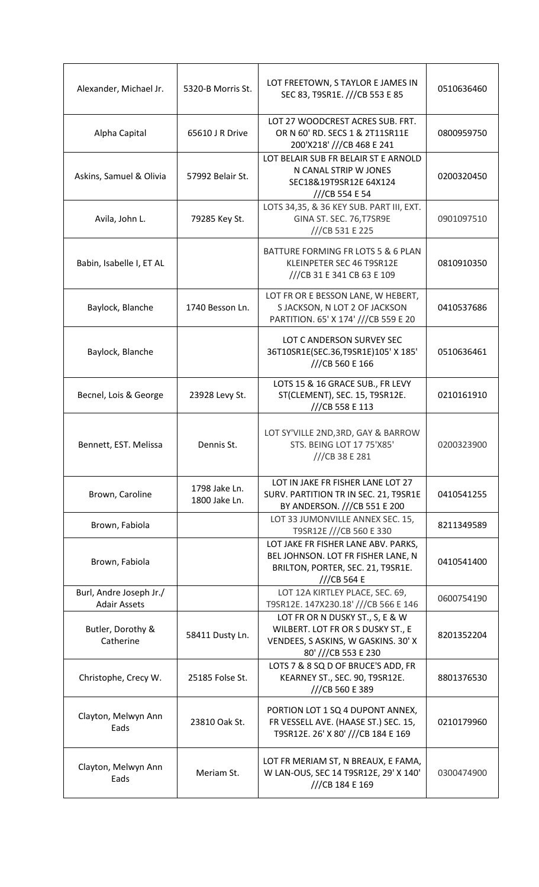| | | | |
|---|---|---|---|
| Alexander, Michael Jr. | 5320-B Morris St. | LOT FREETOWN, S TAYLOR E JAMES IN SEC 83, T9SR1E. ///CB 553 E 85 | 0510636460 |
| Alpha Capital | 65610 J R Drive | LOT 27 WOODCREST ACRES SUB. FRT. OR N 60' RD. SECS 1 & 2T11SR11E 200'X218' ///CB 468 E 241 | 0800959750 |
| Askins, Samuel & Olivia | 57992 Belair St. | LOT BELAIR SUB FR BELAIR ST E ARNOLD N CANAL STRIP W JONES SEC18&19T9SR12E 64X124 ///CB 554 E 54 | 0200320450 |
| Avila, John L. | 79285 Key St. | LOTS 34,35, & 36 KEY SUB. PART III, EXT. GINA ST. SEC. 76,T7SR9E ///CB 531 E 225 | 0901097510 |
| Babin, Isabelle I, ET AL | | BATTURE FORMING FR LOTS 5 & 6 PLAN KLEINPETER SEC 46 T9SR12E ///CB 31 E 341 CB 63 E 109 | 0810910350 |
| Baylock, Blanche | 1740 Besson Ln. | LOT FR OR E BESSON LANE, W HEBERT, S JACKSON, N LOT 2 OF JACKSON PARTITION. 65' X 174' ///CB 559 E 20 | 0410537686 |
| Baylock, Blanche | | LOT C ANDERSON SURVEY SEC 36T10SR1E(SEC.36,T9SR1E)105' X 185' ///CB 560 E 166 | 0510636461 |
| Becnel, Lois & George | 23928 Levy St. | LOTS 15 & 16 GRACE SUB., FR LEVY ST(CLEMENT), SEC. 15, T9SR12E. ///CB 558 E 113 | 0210161910 |
| Bennett, EST. Melissa | Dennis St. | LOT SY'VILLE 2ND,3RD, GAY & BARROW STS. BEING LOT 17 75'X85' ///CB 38 E 281 | 0200323900 |
| Brown, Caroline | 1798 Jake Ln. 1800 Jake Ln. | LOT IN JAKE FR FISHER LANE LOT 27 SURV. PARTITION TR IN SEC. 21, T9SR1E BY ANDERSON. ///CB 551 E 200 | 0410541255 |
| Brown, Fabiola | | LOT 33 JUMONVILLE ANNEX SEC. 15, T9SR12E ///CB 560 E 330 | 8211349589 |
| Brown, Fabiola | | LOT JAKE FR FISHER LANE ABV. PARKS, BEL JOHNSON. LOT FR FISHER LANE, N BRILTON, PORTER, SEC. 21, T9SR1E. ///CB 564 E | 0410541400 |
| Burl, Andre Joseph Jr./ Adair Assets | | LOT 12A KIRTLEY PLACE, SEC. 69, T9SR12E. 147X230.18' ///CB 566 E 146 | 0600754190 |
| Butler, Dorothy & Catherine | 58411 Dusty Ln. | LOT FR OR N DUSKY ST., S, E & W WILBERT. LOT FR OR S DUSKY ST., E VENDEES, S ASKINS, W GASKINS. 30' X 80' ///CB 553 E 230 | 8201352204 |
| Christophe, Crecy W. | 25185 Folse St. | LOTS 7 & 8 SQ D OF BRUCE'S ADD, FR KEARNEY ST., SEC. 90, T9SR12E. ///CB 560 E 389 | 8801376530 |
| Clayton, Melwyn Ann Eads | 23810 Oak St. | PORTION LOT 1 SQ 4 DUPONT ANNEX, FR VESSELL AVE. (HAASE ST.) SEC. 15, T9SR12E. 26' X 80' ///CB 184 E 169 | 0210179960 |
| Clayton, Melwyn Ann Eads | Meriam St. | LOT FR MERIAM ST, N BREAUX, E FAMA, W LAN-OUS, SEC 14 T9SR12E, 29' X 140' ///CB 184 E 169 | 0300474900 |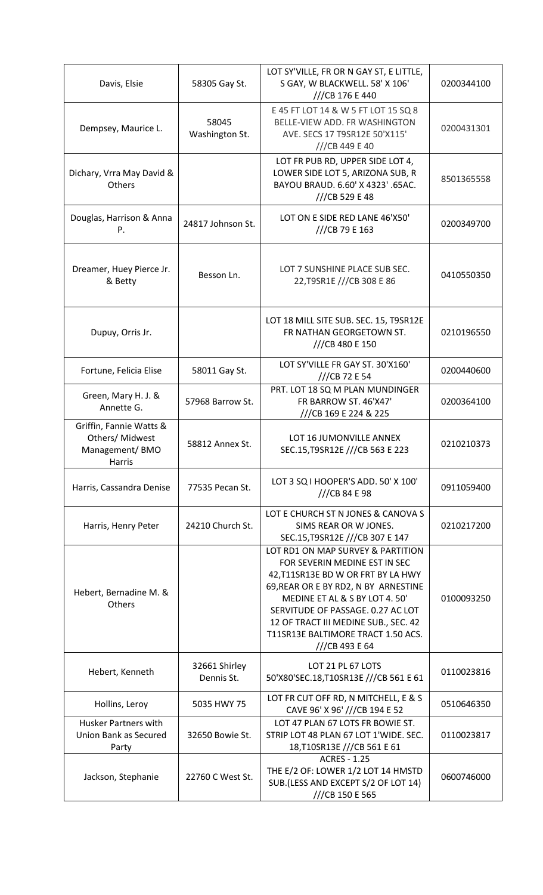| | | | |
|---|---|---|---|
| Davis, Elsie | 58305 Gay St. | LOT SY'VILLE, FR OR N GAY ST, E LITTLE, S GAY, W BLACKWELL. 58' X 106' ///CB 176 E 440 | 0200344100 |
| Dempsey, Maurice L. | 58045 Washington St. | E 45 FT LOT 14 & W 5 FT LOT 15 SQ 8 BELLE-VIEW ADD. FR WASHINGTON AVE. SECS 17 T9SR12E 50'X115' ///CB 449 E 40 | 0200431301 |
| Dichary, Vrra May David & Others | | LOT FR PUB RD, UPPER SIDE LOT 4, LOWER SIDE LOT 5, ARIZONA SUB, R BAYOU BRAUD. 6.60' X 4323' .65AC. ///CB 529 E 48 | 8501365558 |
| Douglas, Harrison & Anna P. | 24817 Johnson St. | LOT ON E SIDE RED LANE 46'X50' ///CB 79 E 163 | 0200349700 |
| Dreamer, Huey Pierce Jr. & Betty | Besson Ln. | LOT 7 SUNSHINE PLACE SUB SEC. 22,T9SR1E ///CB 308 E 86 | 0410550350 |
| Dupuy, Orris Jr. | | LOT 18 MILL SITE SUB. SEC. 15, T9SR12E FR NATHAN GEORGETOWN ST. ///CB 480 E 150 | 0210196550 |
| Fortune, Felicia Elise | 58011 Gay St. | LOT SY'VILLE FR GAY ST. 30'X160' ///CB 72 E 54 | 0200440600 |
| Green, Mary H. J. & Annette G. | 57968 Barrow St. | PRT. LOT 18 SQ M PLAN MUNDINGER FR BARROW ST. 46'X47' ///CB 169 E 224 & 225 | 0200364100 |
| Griffin, Fannie Watts & Others/ Midwest Management/ BMO Harris | 58812 Annex St. | LOT 16 JUMONVILLE ANNEX SEC.15,T9SR12E ///CB 563 E 223 | 0210210373 |
| Harris, Cassandra Denise | 77535 Pecan St. | LOT 3 SQ I HOOPER'S ADD. 50' X 100' ///CB 84 E 98 | 0911059400 |
| Harris, Henry Peter | 24210 Church St. | LOT E CHURCH ST N JONES & CANOVA S SIMS REAR OR W JONES. SEC.15,T9SR12E ///CB 307 E 147 | 0210217200 |
| Hebert, Bernadine M. & Others | | LOT RD1 ON MAP SURVEY & PARTITION FOR SEVERIN MEDINE EST IN SEC 42,T11SR13E BD W OR FRT BY LA HWY 69,REAR OR E BY RD2, N BY ARNESTINE MEDINE ET AL & S BY LOT 4. 50' SERVITUDE OF PASSAGE. 0.27 AC LOT 12 OF TRACT III MEDINE SUB., SEC. 42 T11SR13E BALTIMORE TRACT 1.50 ACS. ///CB 493 E 64 | 0100093250 |
| Hebert, Kenneth | 32661 Shirley Dennis St. | LOT 21 PL 67 LOTS 50'X80'SEC.18,T10SR13E ///CB 561 E 61 | 0110023816 |
| Hollins, Leroy | 5035 HWY 75 | LOT FR CUT OFF RD, N MITCHELL, E & S CAVE 96' X 96' ///CB 194 E 52 | 0510646350 |
| Husker Partners with Union Bank as Secured Party | 32650 Bowie St. | LOT 47 PLAN 67 LOTS FR BOWIE ST. STRIP LOT 48 PLAN 67 LOT 1'WIDE. SEC. 18,T10SR13E ///CB 561 E 61 | 0110023817 |
| Jackson, Stephanie | 22760 C West St. | ACRES - 1.25 THE E/2 OF: LOWER 1/2 LOT 14 HMSTD SUB.(LESS AND EXCEPT S/2 OF LOT 14) ///CB 150 E 565 | 0600746000 |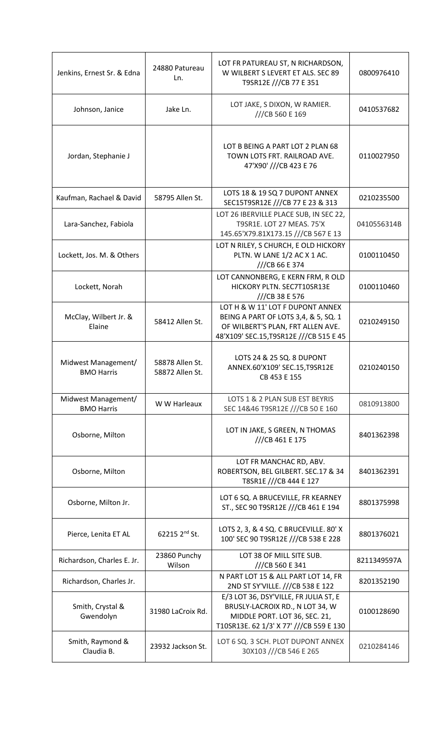| | | | |
|---|---|---|---|
| Jenkins, Ernest Sr. & Edna | 24880 Patureau Ln. | LOT FR PATUREAU ST, N RICHARDSON, W WILBERT S LEVERT ET ALS. SEC 89 T9SR12E ///CB 77 E 351 | 0800976410 |
| Johnson, Janice | Jake Ln. | LOT JAKE, S DIXON, W RAMIER. ///CB 560 E 169 | 0410537682 |
| Jordan, Stephanie J | | LOT B BEING A PART LOT 2 PLAN 68 TOWN LOTS FRT. RAILROAD AVE. 47'X90' ///CB 423 E 76 | 0110027950 |
| Kaufman, Rachael & David | 58795 Allen St. | LOTS 18 & 19 SQ 7 DUPONT ANNEX SEC15T9SR12E ///CB 77 E 23 & 313 | 0210235500 |
| Lara-Sanchez, Fabiola | | LOT 26 IBERVILLE PLACE SUB, IN SEC 22, T9SR1E. LOT 27 MEAS. 75'X 145.65'X79.81X173.15 ///CB 567 E 13 | 0410556314B |
| Lockett, Jos. M. & Others | | LOT N RILEY, S CHURCH, E OLD HICKORY PLTN. W LANE 1/2 AC X 1 AC. ///CB 66 E 374 | 0100110450 |
| Lockett, Norah | | LOT CANNONBERG, E KERN FRM, R OLD HICKORY PLTN. SEC7T10SR13E ///CB 38 E 576 | 0100110460 |
| McClay, Wilbert Jr. & Elaine | 58412 Allen St. | LOT H & W 11' LOT F DUPONT ANNEX BEING A PART OF LOTS 3,4, & 5, SQ. 1 OF WILBERT'S PLAN, FRT ALLEN AVE. 48'X109' SEC.15,T9SR12E ///CB 515 E 45 | 0210249150 |
| Midwest Management/ BMO Harris | 58878 Allen St. 58872 Allen St. | LOTS 24 & 25 SQ. 8 DUPONT ANNEX.60'X109' SEC.15,T9SR12E CB 453 E 155 | 0210240150 |
| Midwest Management/ BMO Harris | W W Harleaux | LOTS 1 & 2 PLAN SUB EST BEYRIS SEC 14&46 T9SR12E ///CB 50 E 160 | 0810913800 |
| Osborne, Milton | | LOT IN JAKE, S GREEN, N THOMAS ///CB 461 E 175 | 8401362398 |
| Osborne, Milton | | LOT FR MANCHAC RD, ABV. ROBERTSON, BEL GILBERT. SEC.17 & 34 T8SR1E ///CB 444 E 127 | 8401362391 |
| Osborne, Milton Jr. | | LOT 6 SQ. A BRUCEVILLE, FR KEARNEY ST., SEC 90 T9SR12E ///CB 461 E 194 | 8801375998 |
| Pierce, Lenita ET AL | 62215 2nd St. | LOTS 2, 3, & 4 SQ. C BRUCEVILLE. 80' X 100' SEC 90 T9SR12E ///CB 538 E 228 | 8801376021 |
| Richardson, Charles E. Jr. | 23860 Punchy Wilson | LOT 38 OF MILL SITE SUB. ///CB 560 E 341 | 8211349597A |
| Richardson, Charles Jr. | | N PART LOT 15 & ALL PART LOT 14, FR 2ND ST SY'VILLE. ///CB 538 E 122 | 8201352190 |
| Smith, Crystal & Gwendolyn | 31980 LaCroix Rd. | E/3 LOT 36, DSY'VILLE, FR JULIA ST, E BRUSLY-LACROIX RD., N LOT 34, W MIDDLE PORT. LOT 36, SEC. 21, T10SR13E. 62 1/3' X 77' ///CB 559 E 130 | 0100128690 |
| Smith, Raymond & Claudia B. | 23932 Jackson St. | LOT 6 SQ. 3 SCH. PLOT DUPONT ANNEX 30X103 ///CB 546 E 265 | 0210284146 |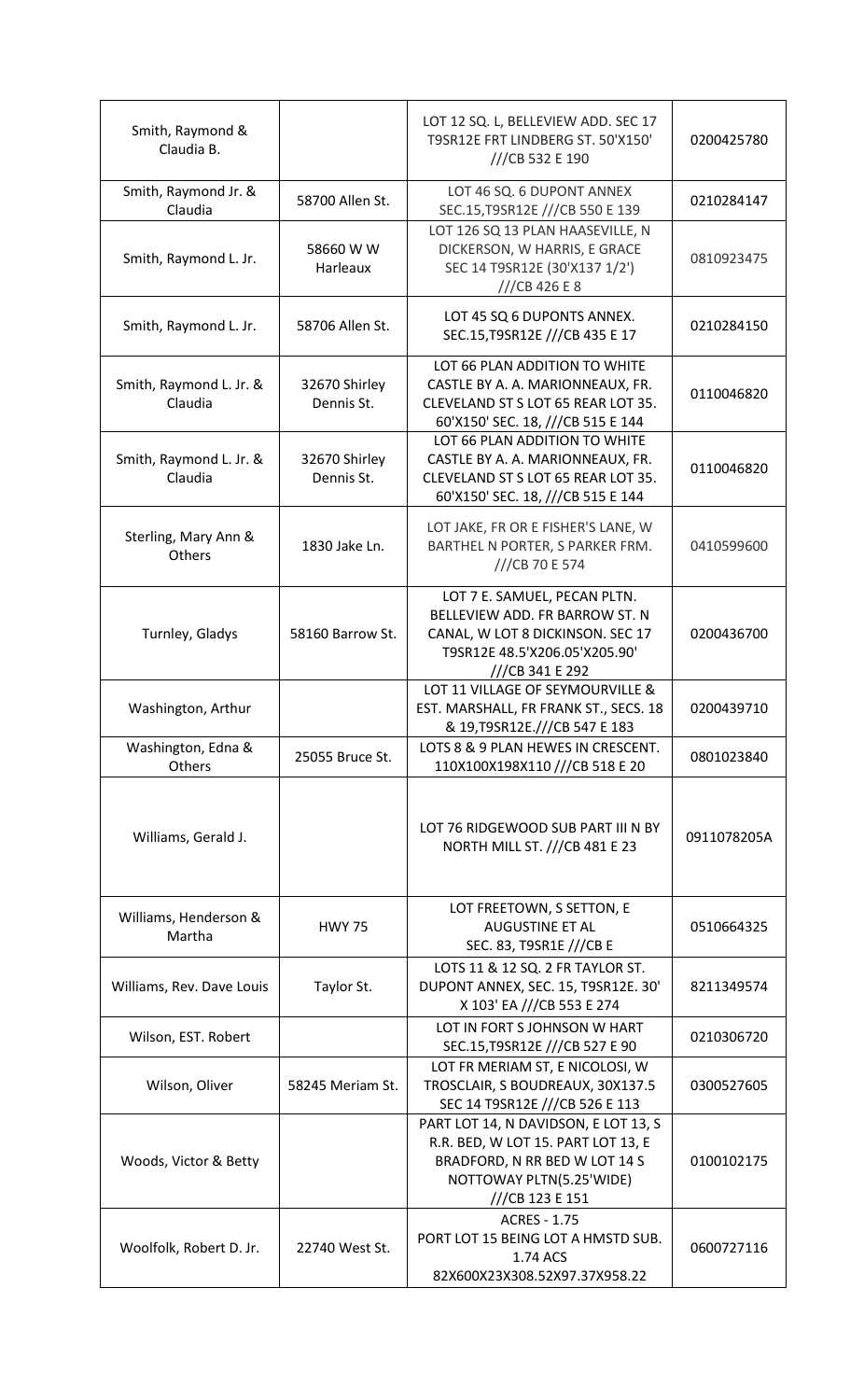| | | | |
|---|---|---|---|
| Smith, Raymond & Claudia B. | | LOT 12 SQ. L, BELLEVIEW ADD. SEC 17 T9SR12E FRT LINDBERG ST. 50'X150' ///CB 532 E 190 | 0200425780 |
| Smith, Raymond Jr. & Claudia | 58700 Allen St. | LOT 46 SQ. 6 DUPONT ANNEX SEC.15,T9SR12E ///CB 550 E 139 | 0210284147 |
| Smith, Raymond L. Jr. | 58660 W W Harleaux | LOT 126 SQ 13 PLAN HAASEVILLE, N DICKERSON, W HARRIS, E GRACE SEC 14 T9SR12E (30'X137 1/2') ///CB 426 E 8 | 0810923475 |
| Smith, Raymond L. Jr. | 58706 Allen St. | LOT 45 SQ 6 DUPONTS ANNEX. SEC.15,T9SR12E ///CB 435 E 17 | 0210284150 |
| Smith, Raymond L. Jr. & Claudia | 32670 Shirley Dennis St. | LOT 66 PLAN ADDITION TO WHITE CASTLE BY A. A. MARIONNEAUX, FR. CLEVELAND ST S LOT 65 REAR LOT 35. 60'X150' SEC. 18, ///CB 515 E 144 | 0110046820 |
| Smith, Raymond L. Jr. & Claudia | 32670 Shirley Dennis St. | LOT 66 PLAN ADDITION TO WHITE CASTLE BY A. A. MARIONNEAUX, FR. CLEVELAND ST S LOT 65 REAR LOT 35. 60'X150' SEC. 18, ///CB 515 E 144 | 0110046820 |
| Sterling, Mary Ann & Others | 1830 Jake Ln. | LOT JAKE, FR OR E FISHER'S LANE, W BARTHEL N PORTER, S PARKER FRM. ///CB 70 E 574 | 0410599600 |
| Turnley, Gladys | 58160 Barrow St. | LOT 7 E. SAMUEL, PECAN PLTN. BELLEVIEW ADD. FR BARROW ST. N CANAL, W LOT 8 DICKINSON. SEC 17 T9SR12E 48.5'X206.05'X205.90' ///CB 341 E 292 | 0200436700 |
| Washington, Arthur | | LOT 11 VILLAGE OF SEYMOURVILLE & EST. MARSHALL, FR FRANK ST., SECS. 18 & 19,T9SR12E.///CB 547 E 183 | 0200439710 |
| Washington, Edna & Others | 25055 Bruce St. | LOTS 8 & 9 PLAN HEWES IN CRESCENT. 110X100X198X110 ///CB 518 E 20 | 0801023840 |
| Williams, Gerald J. | | LOT 76 RIDGEWOOD SUB PART III N BY NORTH MILL ST. ///CB 481 E 23 | 0911078205A |
| Williams, Henderson & Martha | HWY 75 | LOT FREETOWN, S SETTON, E AUGUSTINE ET AL SEC. 83, T9SR1E ///CB E | 0510664325 |
| Williams, Rev. Dave Louis | Taylor St. | LOTS 11 & 12 SQ. 2 FR TAYLOR ST. DUPONT ANNEX, SEC. 15, T9SR12E. 30' X 103' EA ///CB 553 E 274 | 8211349574 |
| Wilson, EST. Robert | | LOT IN FORT S JOHNSON W HART SEC.15,T9SR12E ///CB 527 E 90 | 0210306720 |
| Wilson, Oliver | 58245 Meriam St. | LOT FR MERIAM ST, E NICOLOSI, W TROSCLAIR, S BOUDREAUX, 30X137.5 SEC 14 T9SR12E ///CB 526 E 113 | 0300527605 |
| Woods, Victor & Betty | | PART LOT 14, N DAVIDSON, E LOT 13, S R.R. BED, W LOT 15. PART LOT 13, E BRADFORD, N RR BED W LOT 14 S NOTTOWAY PLTN(5.25'WIDE) ///CB 123 E 151 | 0100102175 |
| Woolfolk, Robert D. Jr. | 22740 West St. | ACRES - 1.75 PORT LOT 15 BEING LOT A HMSTD SUB. 1.74 ACS 82X600X23X308.52X97.37X958.22 | 0600727116 |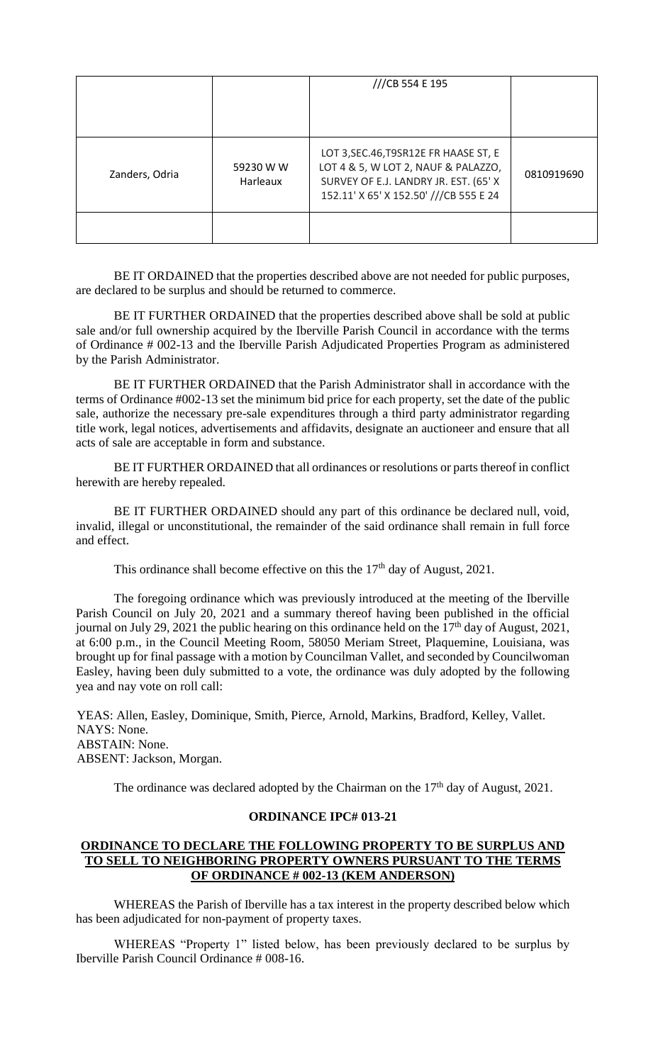|  |  | ///CB 554 E 195 |  |
|---|---|---|---|
| Zanders, Odria | 59230 W W Harleaux | LOT 3,SEC.46,T9SR12E FR HAASE ST, E LOT 4 & 5, W LOT 2, NAUF & PALAZZO, SURVEY OF E.J. LANDRY JR. EST. (65' X 152.11' X 65' X 152.50' ///CB 555 E 24 | 0810919690 |
|  |  |  |  |

BE IT ORDAINED that the properties described above are not needed for public purposes, are declared to be surplus and should be returned to commerce.

BE IT FURTHER ORDAINED that the properties described above shall be sold at public sale and/or full ownership acquired by the Iberville Parish Council in accordance with the terms of Ordinance # 002-13 and the Iberville Parish Adjudicated Properties Program as administered by the Parish Administrator.

BE IT FURTHER ORDAINED that the Parish Administrator shall in accordance with the terms of Ordinance #002-13 set the minimum bid price for each property, set the date of the public sale, authorize the necessary pre-sale expenditures through a third party administrator regarding title work, legal notices, advertisements and affidavits, designate an auctioneer and ensure that all acts of sale are acceptable in form and substance.

BE IT FURTHER ORDAINED that all ordinances or resolutions or parts thereof in conflict herewith are hereby repealed.

BE IT FURTHER ORDAINED should any part of this ordinance be declared null, void, invalid, illegal or unconstitutional, the remainder of the said ordinance shall remain in full force and effect.

This ordinance shall become effective on this the 17th day of August, 2021.

The foregoing ordinance which was previously introduced at the meeting of the Iberville Parish Council on July 20, 2021 and a summary thereof having been published in the official journal on July 29, 2021 the public hearing on this ordinance held on the 17th day of August, 2021, at 6:00 p.m., in the Council Meeting Room, 58050 Meriam Street, Plaquemine, Louisiana, was brought up for final passage with a motion by Councilman Vallet, and seconded by Councilwoman Easley, having been duly submitted to a vote, the ordinance was duly adopted by the following yea and nay vote on roll call:

YEAS: Allen, Easley, Dominique, Smith, Pierce, Arnold, Markins, Bradford, Kelley, Vallet.
NAYS: None.
ABSTAIN: None.
ABSENT: Jackson, Morgan.

The ordinance was declared adopted by the Chairman on the 17th day of August, 2021.

**ORDINANCE IPC# 013-21**

**ORDINANCE TO DECLARE THE FOLLOWING PROPERTY TO BE SURPLUS AND TO SELL TO NEIGHBORING PROPERTY OWNERS PURSUANT TO THE TERMS OF ORDINANCE # 002-13 (KEM ANDERSON)**

WHEREAS the Parish of Iberville has a tax interest in the property described below which has been adjudicated for non-payment of property taxes.

WHEREAS "Property 1" listed below, has been previously declared to be surplus by Iberville Parish Council Ordinance # 008-16.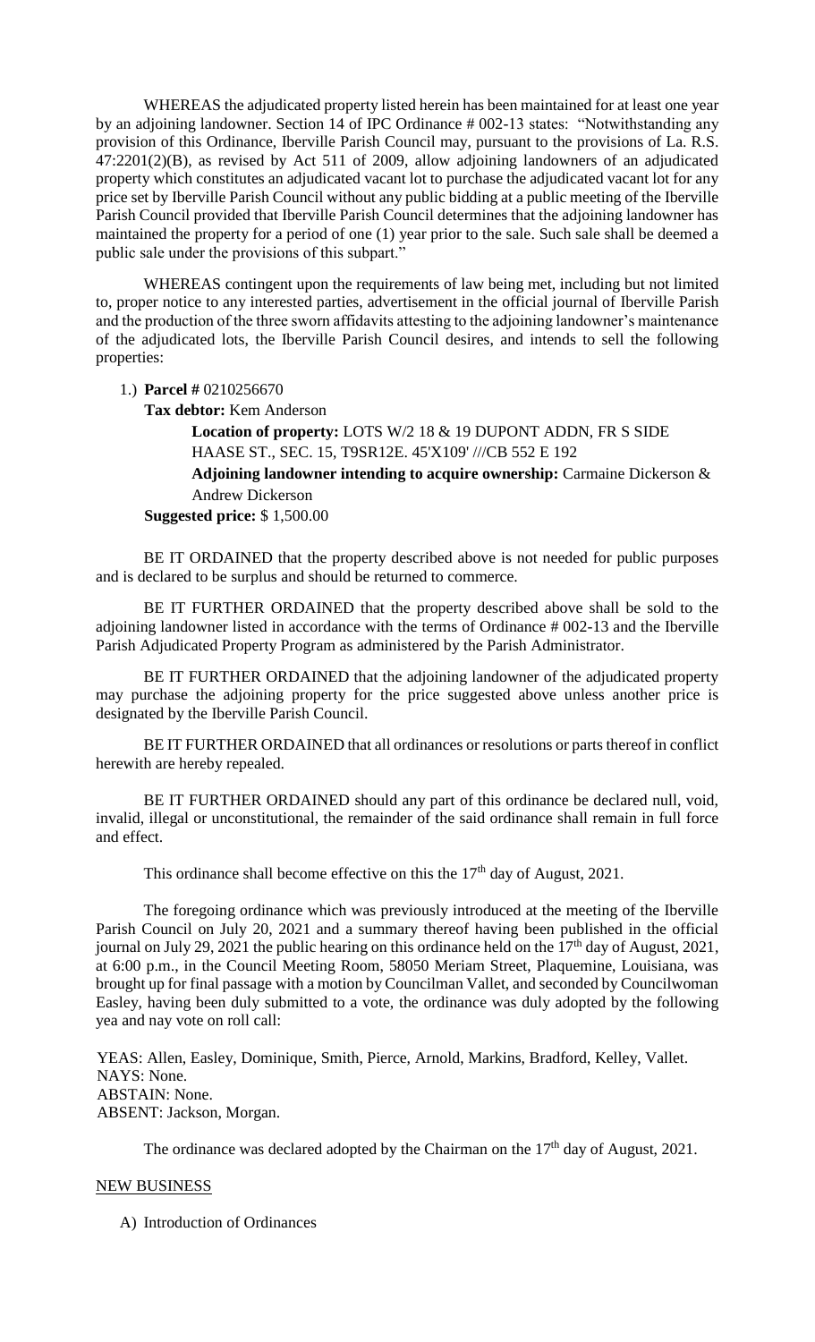WHEREAS the adjudicated property listed herein has been maintained for at least one year by an adjoining landowner. Section 14 of IPC Ordinance # 002-13 states: "Notwithstanding any provision of this Ordinance, Iberville Parish Council may, pursuant to the provisions of La. R.S. 47:2201(2)(B), as revised by Act 511 of 2009, allow adjoining landowners of an adjudicated property which constitutes an adjudicated vacant lot to purchase the adjudicated vacant lot for any price set by Iberville Parish Council without any public bidding at a public meeting of the Iberville Parish Council provided that Iberville Parish Council determines that the adjoining landowner has maintained the property for a period of one (1) year prior to the sale. Such sale shall be deemed a public sale under the provisions of this subpart."

WHEREAS contingent upon the requirements of law being met, including but not limited to, proper notice to any interested parties, advertisement in the official journal of Iberville Parish and the production of the three sworn affidavits attesting to the adjoining landowner's maintenance of the adjudicated lots, the Iberville Parish Council desires, and intends to sell the following properties:

1.) **Parcel #** 0210256670

**Tax debtor:** Kem Anderson

**Location of property:** LOTS W/2 18 & 19 DUPONT ADDN, FR S SIDE HAASE ST., SEC. 15, T9SR12E. 45'X109' ///CB 552 E 192

**Adjoining landowner intending to acquire ownership:** Carmaine Dickerson & Andrew Dickerson

**Suggested price:** $ 1,500.00

BE IT ORDAINED that the property described above is not needed for public purposes and is declared to be surplus and should be returned to commerce.

BE IT FURTHER ORDAINED that the property described above shall be sold to the adjoining landowner listed in accordance with the terms of Ordinance # 002-13 and the Iberville Parish Adjudicated Property Program as administered by the Parish Administrator.

BE IT FURTHER ORDAINED that the adjoining landowner of the adjudicated property may purchase the adjoining property for the price suggested above unless another price is designated by the Iberville Parish Council.

BE IT FURTHER ORDAINED that all ordinances or resolutions or parts thereof in conflict herewith are hereby repealed.

BE IT FURTHER ORDAINED should any part of this ordinance be declared null, void, invalid, illegal or unconstitutional, the remainder of the said ordinance shall remain in full force and effect.

This ordinance shall become effective on this the 17th day of August, 2021.

The foregoing ordinance which was previously introduced at the meeting of the Iberville Parish Council on July 20, 2021 and a summary thereof having been published in the official journal on July 29, 2021 the public hearing on this ordinance held on the 17th day of August, 2021, at 6:00 p.m., in the Council Meeting Room, 58050 Meriam Street, Plaquemine, Louisiana, was brought up for final passage with a motion by Councilman Vallet, and seconded by Councilwoman Easley, having been duly submitted to a vote, the ordinance was duly adopted by the following yea and nay vote on roll call:

YEAS: Allen, Easley, Dominique, Smith, Pierce, Arnold, Markins, Bradford, Kelley, Vallet.
NAYS: None.
ABSTAIN: None.
ABSENT: Jackson, Morgan.

The ordinance was declared adopted by the Chairman on the 17th day of August, 2021.

## NEW BUSINESS

A) Introduction of Ordinances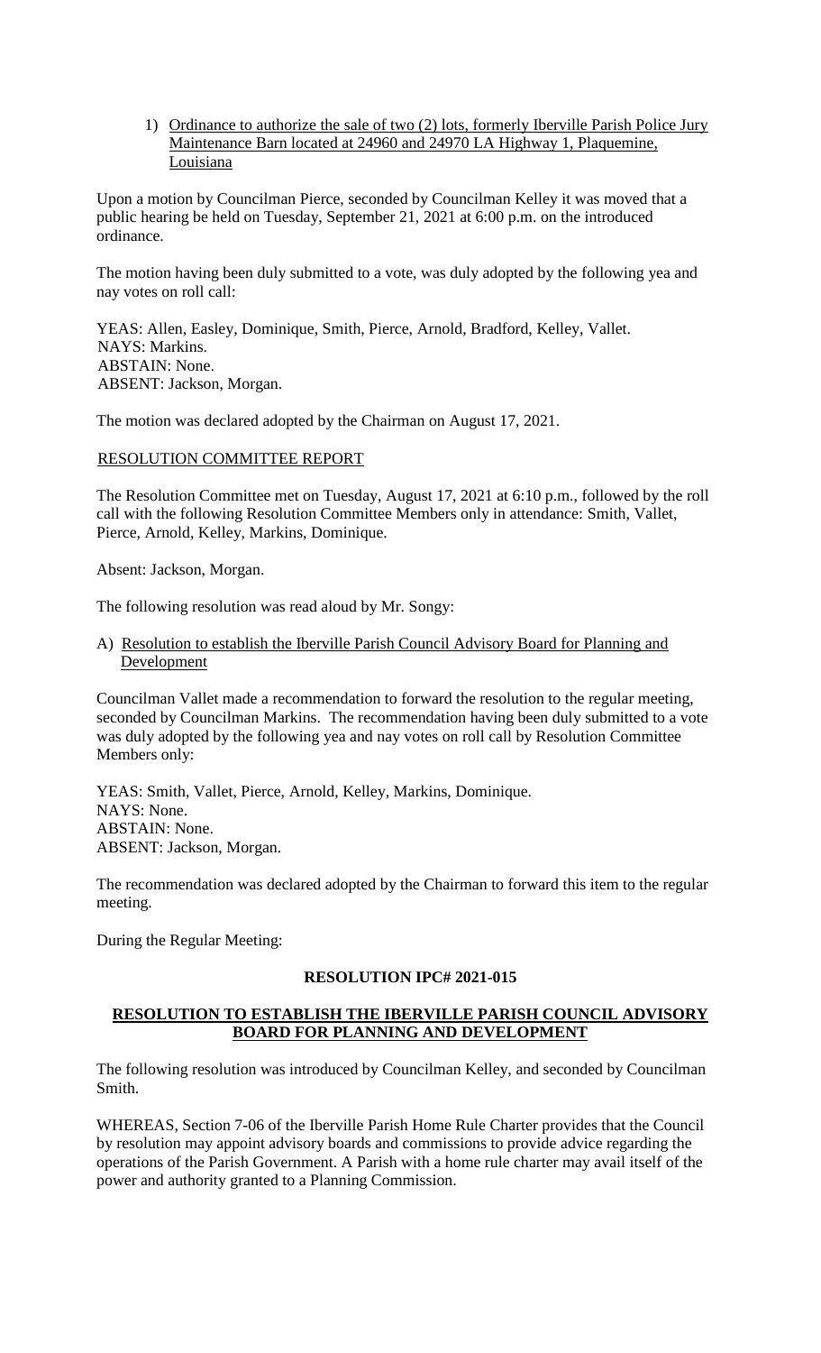1) <u>Ordinance to authorize the sale of two (2) lots, formerly Iberville Parish Police Jury Maintenance Barn located at 24960 and 24970 LA Highway 1, Plaquemine, Louisiana</u>

Upon a motion by Councilman Pierce, seconded by Councilman Kelley it was moved that a public hearing be held on Tuesday, September 21, 2021 at 6:00 p.m. on the introduced ordinance.

The motion having been duly submitted to a vote, was duly adopted by the following yea and nay votes on roll call:

YEAS: Allen, Easley, Dominique, Smith, Pierce, Arnold, Bradford, Kelley, Vallet.
NAYS: Markins.
ABSTAIN: None.
ABSENT: Jackson, Morgan.

The motion was declared adopted by the Chairman on August 17, 2021.

<u>RESOLUTION COMMITTEE REPORT</u>

The Resolution Committee met on Tuesday, August 17, 2021 at 6:10 p.m., followed by the roll call with the following Resolution Committee Members only in attendance: Smith, Vallet, Pierce, Arnold, Kelley, Markins, Dominique.

Absent: Jackson, Morgan.

The following resolution was read aloud by Mr. Songy:

A) <u>Resolution to establish the Iberville Parish Council Advisory Board for Planning and Development</u>

Councilman Vallet made a recommendation to forward the resolution to the regular meeting, seconded by Councilman Markins. The recommendation having been duly submitted to a vote was duly adopted by the following yea and nay votes on roll call by Resolution Committee Members only:

YEAS: Smith, Vallet, Pierce, Arnold, Kelley, Markins, Dominique.
NAYS: None.
ABSTAIN: None.
ABSENT: Jackson, Morgan.

The recommendation was declared adopted by the Chairman to forward this item to the regular meeting.

During the Regular Meeting:

**RESOLUTION IPC# 2021-015**

**<u>RESOLUTION TO ESTABLISH THE IBERVILLE PARISH COUNCIL ADVISORY BOARD FOR PLANNING AND DEVELOPMENT</u>**

The following resolution was introduced by Councilman Kelley, and seconded by Councilman Smith.

WHEREAS, Section 7-06 of the Iberville Parish Home Rule Charter provides that the Council by resolution may appoint advisory boards and commissions to provide advice regarding the operations of the Parish Government. A Parish with a home rule charter may avail itself of the power and authority granted to a Planning Commission.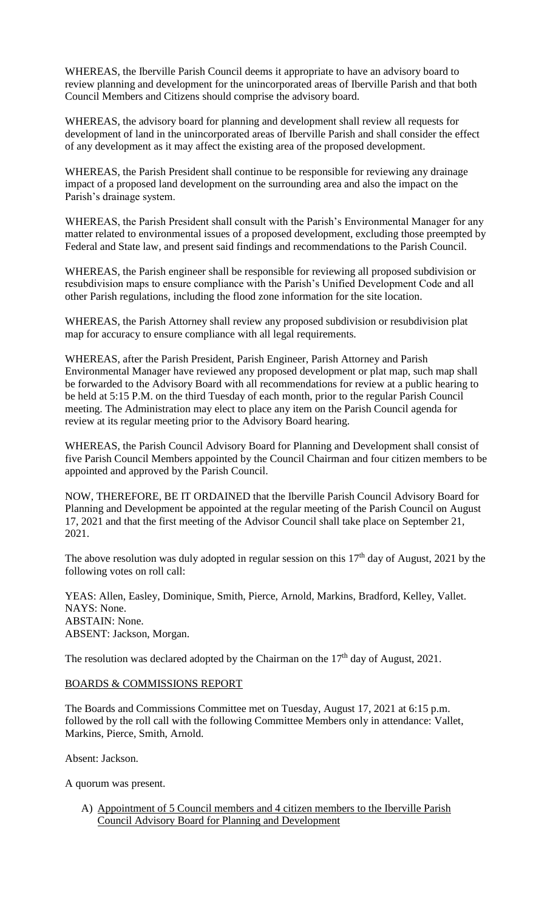WHEREAS, the Iberville Parish Council deems it appropriate to have an advisory board to review planning and development for the unincorporated areas of Iberville Parish and that both Council Members and Citizens should comprise the advisory board.

WHEREAS, the advisory board for planning and development shall review all requests for development of land in the unincorporated areas of Iberville Parish and shall consider the effect of any development as it may affect the existing area of the proposed development.

WHEREAS, the Parish President shall continue to be responsible for reviewing any drainage impact of a proposed land development on the surrounding area and also the impact on the Parish's drainage system.

WHEREAS, the Parish President shall consult with the Parish's Environmental Manager for any matter related to environmental issues of a proposed development, excluding those preempted by Federal and State law, and present said findings and recommendations to the Parish Council.

WHEREAS, the Parish engineer shall be responsible for reviewing all proposed subdivision or resubdivision maps to ensure compliance with the Parish's Unified Development Code and all other Parish regulations, including the flood zone information for the site location.

WHEREAS, the Parish Attorney shall review any proposed subdivision or resubdivision plat map for accuracy to ensure compliance with all legal requirements.

WHEREAS, after the Parish President, Parish Engineer, Parish Attorney and Parish Environmental Manager have reviewed any proposed development or plat map, such map shall be forwarded to the Advisory Board with all recommendations for review at a public hearing to be held at 5:15 P.M. on the third Tuesday of each month, prior to the regular Parish Council meeting. The Administration may elect to place any item on the Parish Council agenda for review at its regular meeting prior to the Advisory Board hearing.

WHEREAS, the Parish Council Advisory Board for Planning and Development shall consist of five Parish Council Members appointed by the Council Chairman and four citizen members to be appointed and approved by the Parish Council.

NOW, THEREFORE, BE IT ORDAINED that the Iberville Parish Council Advisory Board for Planning and Development be appointed at the regular meeting of the Parish Council on August 17, 2021 and that the first meeting of the Advisor Council shall take place on September 21, 2021.

The above resolution was duly adopted in regular session on this 17th day of August, 2021 by the following votes on roll call:

YEAS: Allen, Easley, Dominique, Smith, Pierce, Arnold, Markins, Bradford, Kelley, Vallet.
NAYS: None.
ABSTAIN: None.
ABSENT: Jackson, Morgan.

The resolution was declared adopted by the Chairman on the 17th day of August, 2021.

## BOARDS & COMMISSIONS REPORT

The Boards and Commissions Committee met on Tuesday, August 17, 2021 at 6:15 p.m. followed by the roll call with the following Committee Members only in attendance: Vallet, Markins, Pierce, Smith, Arnold.

Absent: Jackson.

A quorum was present.

A) Appointment of 5 Council members and 4 citizen members to the Iberville Parish Council Advisory Board for Planning and Development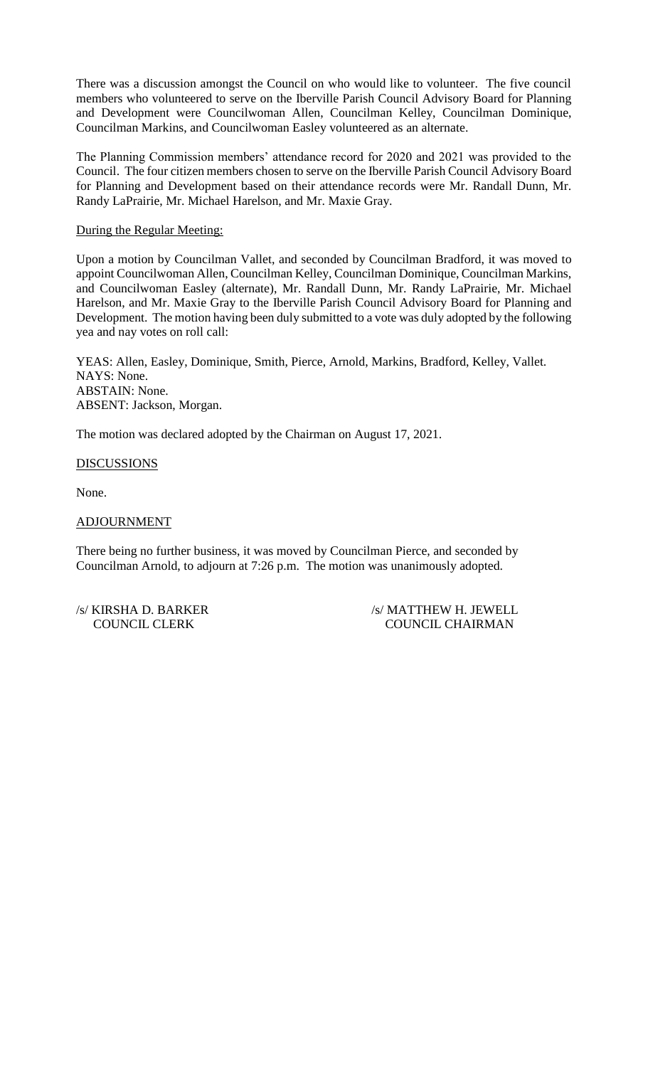There was a discussion amongst the Council on who would like to volunteer. The five council members who volunteered to serve on the Iberville Parish Council Advisory Board for Planning and Development were Councilwoman Allen, Councilman Kelley, Councilman Dominique, Councilman Markins, and Councilwoman Easley volunteered as an alternate.

The Planning Commission members' attendance record for 2020 and 2021 was provided to the Council. The four citizen members chosen to serve on the Iberville Parish Council Advisory Board for Planning and Development based on their attendance records were Mr. Randall Dunn, Mr. Randy LaPrairie, Mr. Michael Harelson, and Mr. Maxie Gray.

During the Regular Meeting:

Upon a motion by Councilman Vallet, and seconded by Councilman Bradford, it was moved to appoint Councilwoman Allen, Councilman Kelley, Councilman Dominique, Councilman Markins, and Councilwoman Easley (alternate), Mr. Randall Dunn, Mr. Randy LaPrairie, Mr. Michael Harelson, and Mr. Maxie Gray to the Iberville Parish Council Advisory Board for Planning and Development. The motion having been duly submitted to a vote was duly adopted by the following yea and nay votes on roll call:

YEAS: Allen, Easley, Dominique, Smith, Pierce, Arnold, Markins, Bradford, Kelley, Vallet.
NAYS: None.
ABSTAIN: None.
ABSENT: Jackson, Morgan.

The motion was declared adopted by the Chairman on August 17, 2021.

DISCUSSIONS

None.

ADJOURNMENT

There being no further business, it was moved by Councilman Pierce, and seconded by Councilman Arnold, to adjourn at 7:26 p.m. The motion was unanimously adopted.

/s/ KIRSHA D. BARKER
COUNCIL CLERK

/s/ MATTHEW H. JEWELL
COUNCIL CHAIRMAN